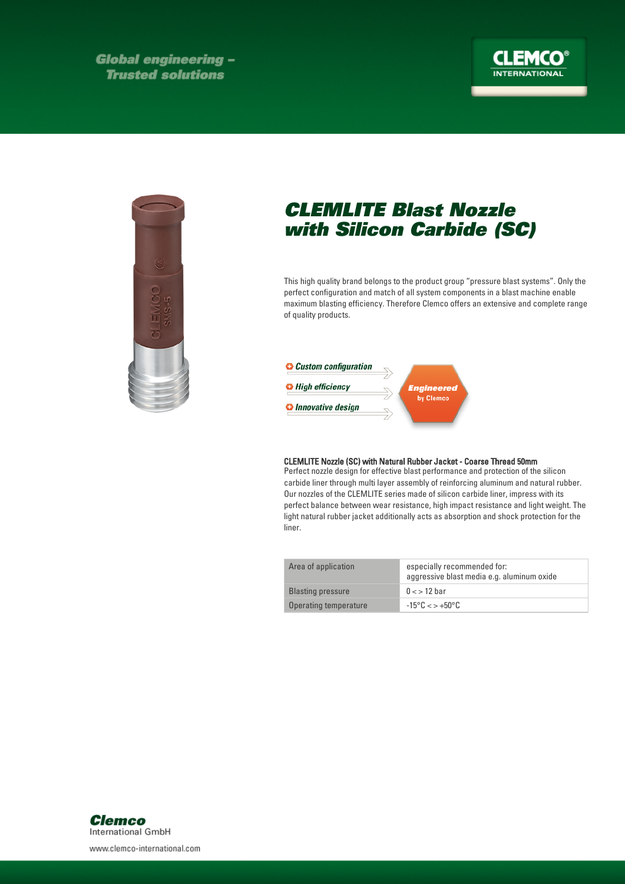Global engineering –
Trusted solutions

# CLEMLITE Blast Nozzle with Silicon Carbide (SC)

This high quality brand belongs to the product group "pressure blast systems". Only the perfect configuration and match of all system components in a blast machine enable maximum blasting efficiency. Therefore Clemco offers an extensive and complete range of quality products.

- *Custom configuration*
- *High efficiency*
- *Innovative design*

**Engineered** by Clemco

### CLEMLITE Nozzle (SC) with Natural Rubber Jacket - Coarse Thread 50mm

Perfect nozzle design for effective blast performance and protection of the silicon carbide liner through multi layer assembly of reinforcing aluminum and natural rubber. Our nozzles of the CLEMLITE series made of silicon carbide liner, impress with its perfect balance between wear resistance, high impact resistance and light weight. The light natural rubber jacket additionally acts as absorption and shock protection for the liner.

| | |
|---|---|
| Area of application | especially recommended for: aggressive blast media e.g. aluminum oxide |
| Blasting pressure | 0 < > 12 bar |
| Operating temperature | -15°C < > +50°C |

**Clemco** International GmbH

www.clemco-international.com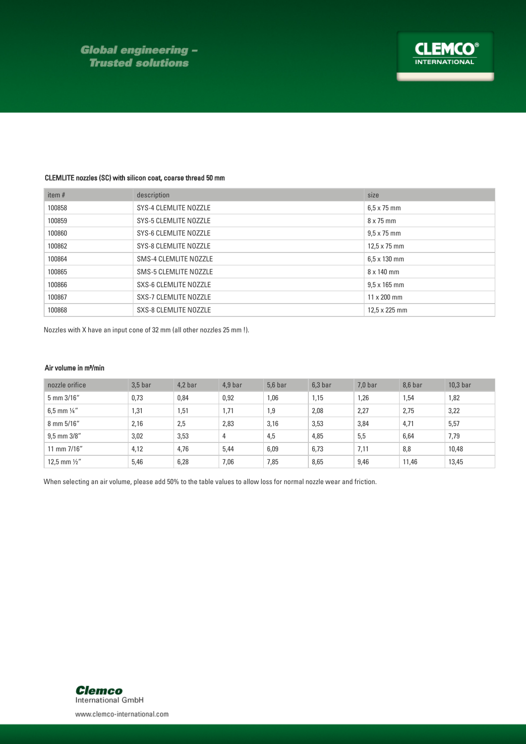### CLEMLITE nozzles (SC) with silicon coat, coarse thread 50 mm

| item # | description | size |
| --- | --- | --- |
| 100858 | SYS-4 CLEMLITE NOZZLE | 6,5 x 75 mm |
| 100859 | SYS-5 CLEMLITE NOZZLE | 8 x 75 mm |
| 100860 | SYS-6 CLEMLITE NOZZLE | 9,5 x 75 mm |
| 100862 | SYS-8 CLEMLITE NOZZLE | 12,5 x 75 mm |
| 100864 | SMS-4 CLEMLITE NOZZLE | 6,5 x 130 mm |
| 100865 | SMS-5 CLEMLITE NOZZLE | 8 x 140 mm |
| 100866 | SXS-6 CLEMLITE NOZZLE | 9,5 x 165 mm |
| 100867 | SXS-7 CLEMLITE NOZZLE | 11 x 200 mm |
| 100868 | SXS-8 CLEMLITE NOZZLE | 12,5 x 225 mm |

Nozzles with X have an input cone of 32 mm (all other nozzles 25 mm !).

### Air volume in m³/min

| nozzle orifice | 3,5 bar | 4,2 bar | 4,9 bar | 5,6 bar | 6,3 bar | 7,0 bar | 8,6 bar | 10,3 bar |
| --- | --- | --- | --- | --- | --- | --- | --- | --- |
| 5 mm 3/16" | 0,73 | 0,84 | 0,92 | 1,06 | 1,15 | 1,26 | 1,54 | 1,82 |
| 6,5 mm ¼" | 1,31 | 1,51 | 1,71 | 1,9 | 2,08 | 2,27 | 2,75 | 3,22 |
| 8 mm 5/16" | 2,16 | 2,5 | 2,83 | 3,16 | 3,53 | 3,84 | 4,71 | 5,57 |
| 9,5 mm 3/8" | 3,02 | 3,53 | 4 | 4,5 | 4,85 | 5,5 | 6,64 | 7,79 |
| 11 mm 7/16" | 4,12 | 4,76 | 5,44 | 6,09 | 6,73 | 7,11 | 8,8 | 10,48 |
| 12,5 mm ½" | 5,46 | 6,28 | 7,06 | 7,85 | 8,65 | 9,46 | 11,46 | 13,45 |

When selecting an air volume, please add 50% to the table values to allow loss for normal nozzle wear and friction.